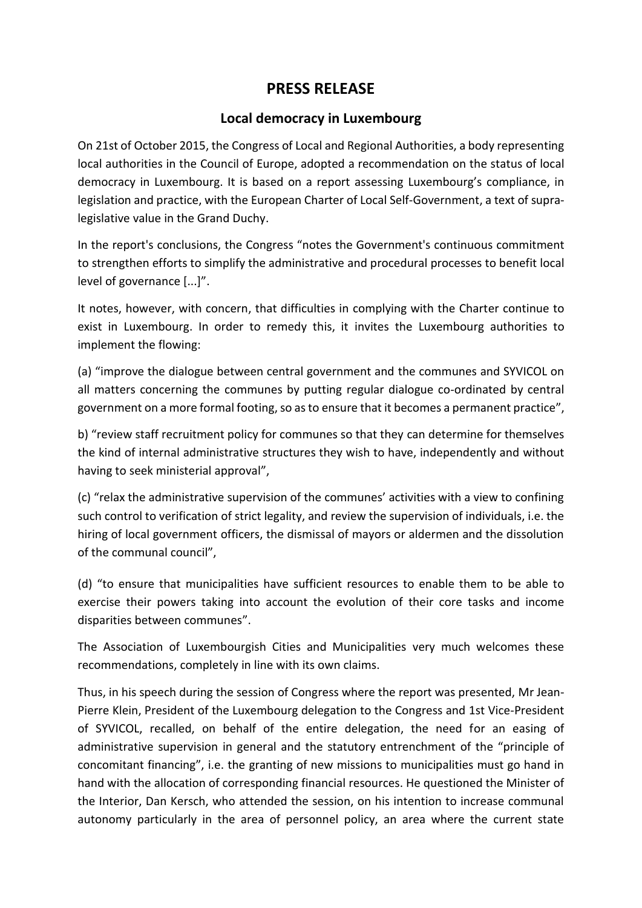# PRESS RELEASE

## Local democracy in Luxembourg

On 21st of October 2015, the Congress of Local and Regional Authorities, a body representing local authorities in the Council of Europe, adopted a recommendation on the status of local democracy in Luxembourg. It is based on a report assessing Luxembourg's compliance, in legislation and practice, with the European Charter of Local Self-Government, a text of supra-legislative value in the Grand Duchy.

In the report's conclusions, the Congress "notes the Government's continuous commitment to strengthen efforts to simplify the administrative and procedural processes to benefit local level of governance [...]".

It notes, however, with concern, that difficulties in complying with the Charter continue to exist in Luxembourg. In order to remedy this, it invites the Luxembourg authorities to implement the flowing:

(a) "improve the dialogue between central government and the communes and SYVICOL on all matters concerning the communes by putting regular dialogue co-ordinated by central government on a more formal footing, so as to ensure that it becomes a permanent practice",

b) "review staff recruitment policy for communes so that they can determine for themselves the kind of internal administrative structures they wish to have, independently and without having to seek ministerial approval",

(c) "relax the administrative supervision of the communes' activities with a view to confining such control to verification of strict legality, and review the supervision of individuals, i.e. the hiring of local government officers, the dismissal of mayors or aldermen and the dissolution of the communal council",

(d) "to ensure that municipalities have sufficient resources to enable them to be able to exercise their powers taking into account the evolution of their core tasks and income disparities between communes".

The Association of Luxembourgish Cities and Municipalities very much welcomes these recommendations, completely in line with its own claims.

Thus, in his speech during the session of Congress where the report was presented, Mr Jean-Pierre Klein, President of the Luxembourg delegation to the Congress and 1st Vice-President of SYVICOL, recalled, on behalf of the entire delegation, the need for an easing of administrative supervision in general and the statutory entrenchment of the "principle of concomitant financing", i.e. the granting of new missions to municipalities must go hand in hand with the allocation of corresponding financial resources. He questioned the Minister of the Interior, Dan Kersch, who attended the session, on his intention to increase communal autonomy particularly in the area of personnel policy, an area where the current state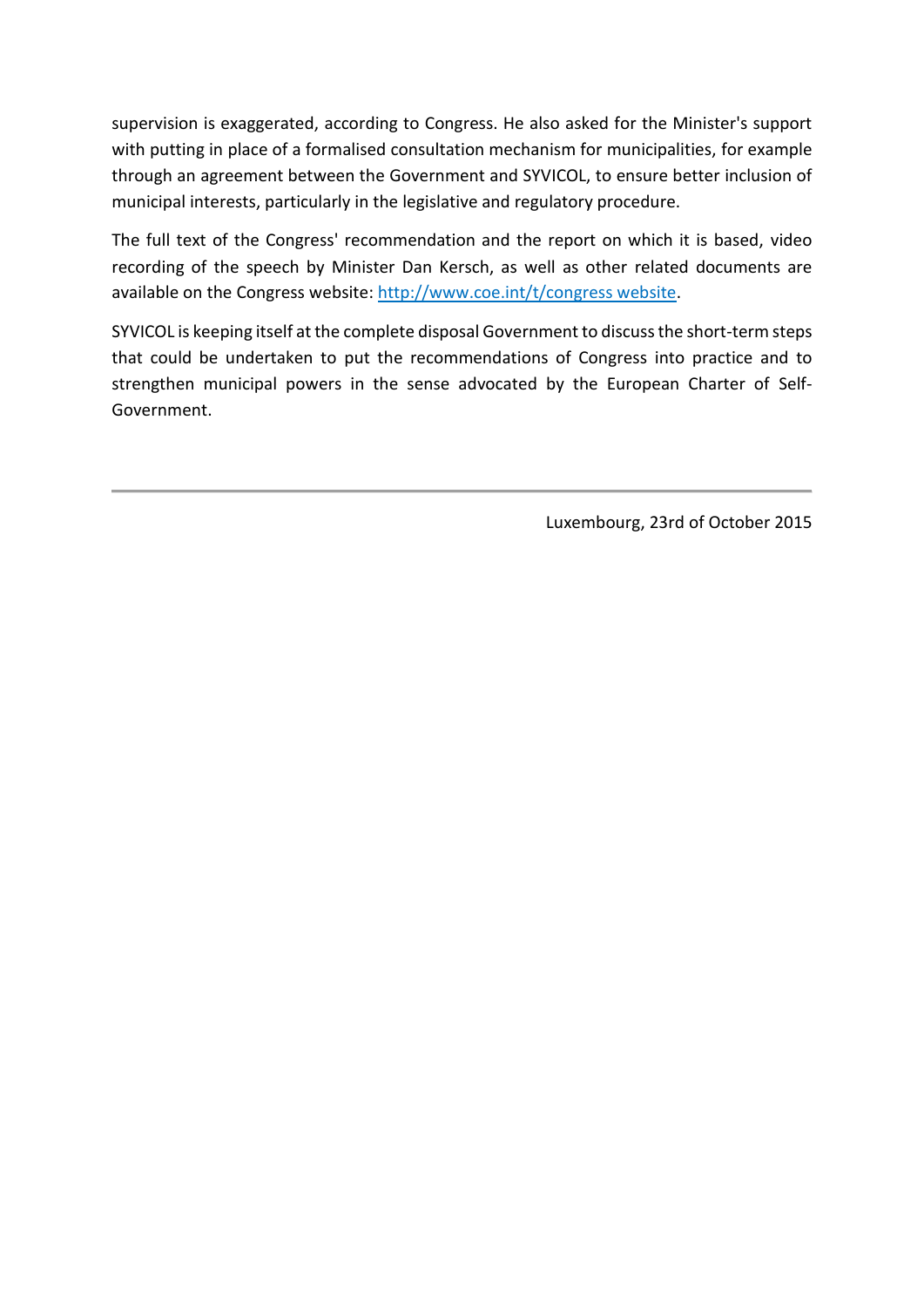supervision is exaggerated, according to Congress. He also asked for the Minister's support with putting in place of a formalised consultation mechanism for municipalities, for example through an agreement between the Government and SYVICOL, to ensure better inclusion of municipal interests, particularly in the legislative and regulatory procedure.

The full text of the Congress' recommendation and the report on which it is based, video recording of the speech by Minister Dan Kersch, as well as other related documents are available on the Congress website: [http://www.coe.int/t/congress website](http://www.coe.int/t/congress).

SYVICOL is keeping itself at the complete disposal Government to discuss the short-term steps that could be undertaken to put the recommendations of Congress into practice and to strengthen municipal powers in the sense advocated by the European Charter of Self-Government.

---

Luxembourg, 23rd of October 2015